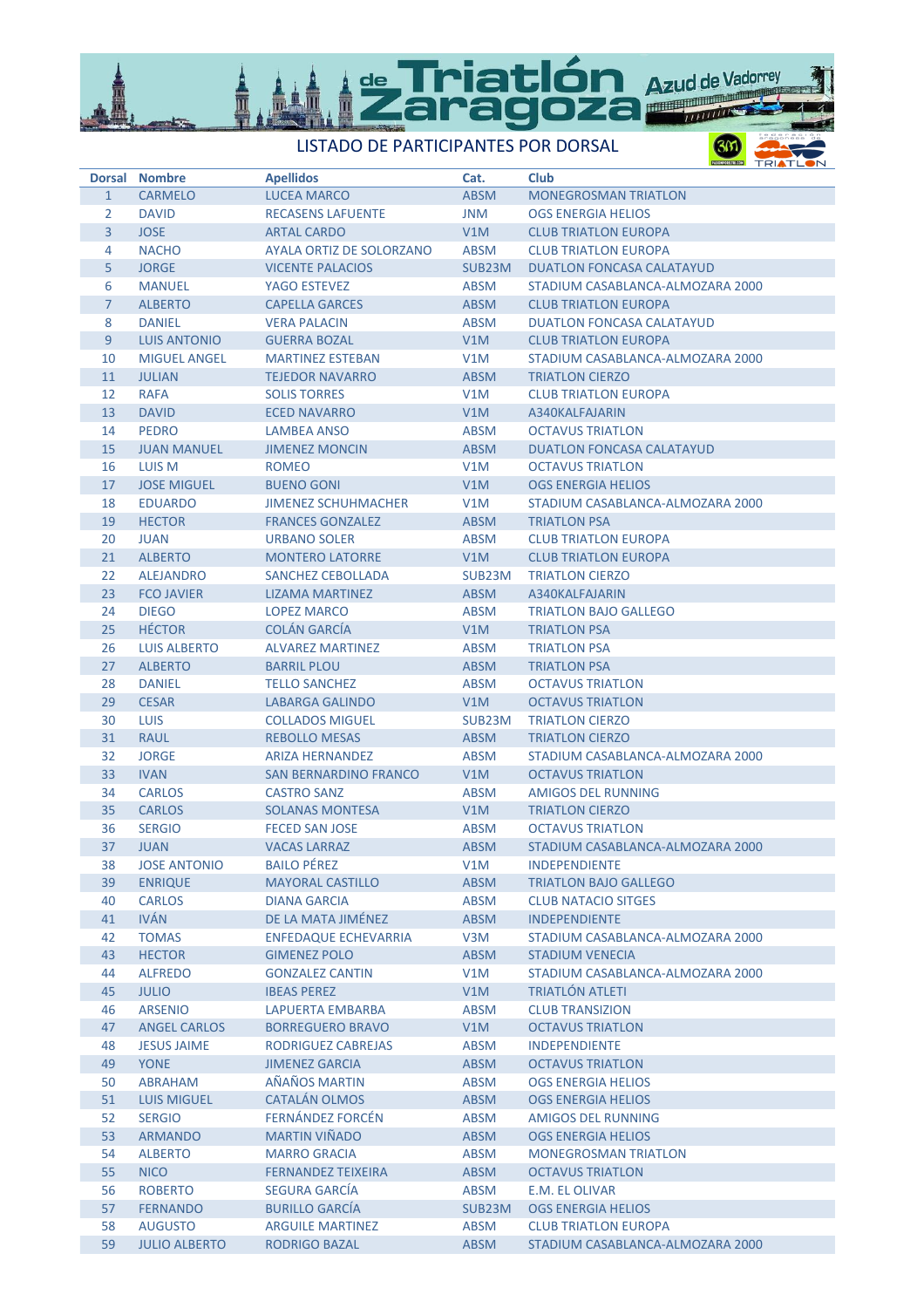# Triatlón de Zaragoza – Azud de Vadorrey

## LISTADO DE PARTICIPANTES POR DORSAL

| Dorsal | Nombre | Apellidos | Cat. | Club |
|---|---|---|---|---|
| 1 | CARMELO | LUCEA MARCO | ABSM | MONEGROSMAN TRIATLON |
| 2 | DAVID | RECASENS LAFUENTE | JNM | OGS ENERGIA HELIOS |
| 3 | JOSE | ARTAL CARDO | V1M | CLUB TRIATLON EUROPA |
| 4 | NACHO | AYALA ORTIZ DE SOLORZANO | ABSM | CLUB TRIATLON EUROPA |
| 5 | JORGE | VICENTE PALACIOS | SUB23M | DUATLON FONCASA CALATAYUD |
| 6 | MANUEL | YAGO ESTEVEZ | ABSM | STADIUM CASABLANCA-ALMOZARA 2000 |
| 7 | ALBERTO | CAPELLA GARCES | ABSM | CLUB TRIATLON EUROPA |
| 8 | DANIEL | VERA PALACIN | ABSM | DUATLON FONCASA CALATAYUD |
| 9 | LUIS ANTONIO | GUERRA BOZAL | V1M | CLUB TRIATLON EUROPA |
| 10 | MIGUEL ANGEL | MARTINEZ ESTEBAN | V1M | STADIUM CASABLANCA-ALMOZARA 2000 |
| 11 | JULIAN | TEJEDOR NAVARRO | ABSM | TRIATLON CIERZO |
| 12 | RAFA | SOLIS TORRES | V1M | CLUB TRIATLON EUROPA |
| 13 | DAVID | ECED NAVARRO | V1M | A340KALFAJARIN |
| 14 | PEDRO | LAMBEA ANSO | ABSM | OCTAVUS TRIATLON |
| 15 | JUAN MANUEL | JIMENEZ MONCIN | ABSM | DUATLON FONCASA CALATAYUD |
| 16 | LUIS M | ROMEO | V1M | OCTAVUS TRIATLON |
| 17 | JOSE MIGUEL | BUENO GONI | V1M | OGS ENERGIA HELIOS |
| 18 | EDUARDO | JIMENEZ SCHUHMACHER | V1M | STADIUM CASABLANCA-ALMOZARA 2000 |
| 19 | HECTOR | FRANCES GONZALEZ | ABSM | TRIATLON PSA |
| 20 | JUAN | URBANO SOLER | ABSM | CLUB TRIATLON EUROPA |
| 21 | ALBERTO | MONTERO LATORRE | V1M | CLUB TRIATLON EUROPA |
| 22 | ALEJANDRO | SANCHEZ CEBOLLADA | SUB23M | TRIATLON CIERZO |
| 23 | FCO JAVIER | LIZAMA MARTINEZ | ABSM | A340KALFAJARIN |
| 24 | DIEGO | LOPEZ MARCO | ABSM | TRIATLON BAJO GALLEGO |
| 25 | HÉCTOR | COLÁN GARCÍA | V1M | TRIATLON PSA |
| 26 | LUIS ALBERTO | ALVAREZ MARTINEZ | ABSM | TRIATLON PSA |
| 27 | ALBERTO | BARRIL PLOU | ABSM | TRIATLON PSA |
| 28 | DANIEL | TELLO SANCHEZ | ABSM | OCTAVUS TRIATLON |
| 29 | CESAR | LABARGA GALINDO | V1M | OCTAVUS TRIATLON |
| 30 | LUIS | COLLADOS MIGUEL | SUB23M | TRIATLON CIERZO |
| 31 | RAUL | REBOLLO MESAS | ABSM | TRIATLON CIERZO |
| 32 | JORGE | ARIZA HERNANDEZ | ABSM | STADIUM CASABLANCA-ALMOZARA 2000 |
| 33 | IVAN | SAN BERNARDINO FRANCO | V1M | OCTAVUS TRIATLON |
| 34 | CARLOS | CASTRO SANZ | ABSM | AMIGOS DEL RUNNING |
| 35 | CARLOS | SOLANAS MONTESA | V1M | TRIATLON CIERZO |
| 36 | SERGIO | FECED SAN JOSE | ABSM | OCTAVUS TRIATLON |
| 37 | JUAN | VACAS LARRAZ | ABSM | STADIUM CASABLANCA-ALMOZARA 2000 |
| 38 | JOSE ANTONIO | BAILO PÉREZ | V1M | INDEPENDIENTE |
| 39 | ENRIQUE | MAYORAL CASTILLO | ABSM | TRIATLON BAJO GALLEGO |
| 40 | CARLOS | DIANA GARCIA | ABSM | CLUB NATACIO SITGES |
| 41 | IVÁN | DE LA MATA JIMÉNEZ | ABSM | INDEPENDIENTE |
| 42 | TOMAS | ENFEDAQUE ECHEVARRIA | V3M | STADIUM CASABLANCA-ALMOZARA 2000 |
| 43 | HECTOR | GIMENEZ POLO | ABSM | STADIUM VENECIA |
| 44 | ALFREDO | GONZALEZ CANTIN | V1M | STADIUM CASABLANCA-ALMOZARA 2000 |
| 45 | JULIO | IBEAS PEREZ | V1M | TRIATLÓN ATLETI |
| 46 | ARSENIO | LAPUERTA EMBARBA | ABSM | CLUB TRANSIZION |
| 47 | ANGEL CARLOS | BORREGUERO BRAVO | V1M | OCTAVUS TRIATLON |
| 48 | JESUS JAIME | RODRIGUEZ CABREJAS | ABSM | INDEPENDIENTE |
| 49 | YONE | JIMENEZ GARCIA | ABSM | OCTAVUS TRIATLON |
| 50 | ABRAHAM | AÑAÑOS MARTIN | ABSM | OGS ENERGIA HELIOS |
| 51 | LUIS MIGUEL | CATALÁN OLMOS | ABSM | OGS ENERGIA HELIOS |
| 52 | SERGIO | FERNÁNDEZ FORCÉN | ABSM | AMIGOS DEL RUNNING |
| 53 | ARMANDO | MARTIN VIÑADO | ABSM | OGS ENERGIA HELIOS |
| 54 | ALBERTO | MARRO GRACIA | ABSM | MONEGROSMAN TRIATLON |
| 55 | NICO | FERNANDEZ TEIXEIRA | ABSM | OCTAVUS TRIATLON |
| 56 | ROBERTO | SEGURA GARCÍA | ABSM | E.M. EL OLIVAR |
| 57 | FERNANDO | BURILLO GARCÍA | SUB23M | OGS ENERGIA HELIOS |
| 58 | AUGUSTO | ARGUILE MARTINEZ | ABSM | CLUB TRIATLON EUROPA |
| 59 | JULIO ALBERTO | RODRIGO BAZAL | ABSM | STADIUM CASABLANCA-ALMOZARA 2000 |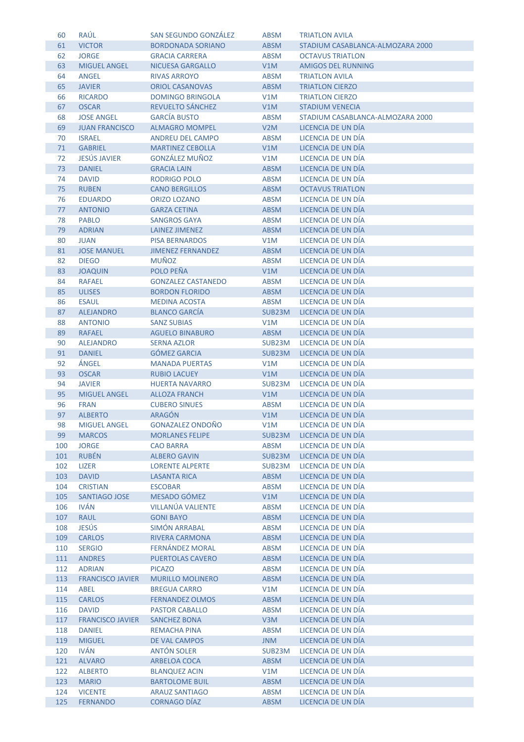| 60 | RAÚL | SAN SEGUNDO GONZÁLEZ | ABSM | TRIATLON AVILA |
|---|---|---|---|---|
| 61 | VICTOR | BORDONADA SORIANO | ABSM | STADIUM CASABLANCA-ALMOZARA 2000 |
| 62 | JORGE | GRACIA CARRERA | ABSM | OCTAVUS TRIATLON |
| 63 | MIGUEL ANGEL | NICUESA GARGALLO | V1M | AMIGOS DEL RUNNING |
| 64 | ANGEL | RIVAS ARROYO | ABSM | TRIATLON AVILA |
| 65 | JAVIER | ORIOL CASANOVAS | ABSM | TRIATLON CIERZO |
| 66 | RICARDO | DOMINGO BRINGOLA | V1M | TRIATLON CIERZO |
| 67 | OSCAR | REVUELTO SÁNCHEZ | V1M | STADIUM VENECIA |
| 68 | JOSE ANGEL | GARCÍA BUSTO | ABSM | STADIUM CASABLANCA-ALMOZARA 2000 |
| 69 | JUAN FRANCISCO | ALMAGRO MOMPEL | V2M | LICENCIA DE UN DÍA |
| 70 | ISRAEL | ANDREU DEL CAMPO | ABSM | LICENCIA DE UN DÍA |
| 71 | GABRIEL | MARTINEZ CEBOLLA | V1M | LICENCIA DE UN DÍA |
| 72 | JESÚS JAVIER | GONZÁLEZ MUÑOZ | V1M | LICENCIA DE UN DÍA |
| 73 | DANIEL | GRACIA LAIN | ABSM | LICENCIA DE UN DÍA |
| 74 | DAVID | RODRIGO POLO | ABSM | LICENCIA DE UN DÍA |
| 75 | RUBEN | CANO BERGILLOS | ABSM | OCTAVUS TRIATLON |
| 76 | EDUARDO | ORIZO LOZANO | ABSM | LICENCIA DE UN DÍA |
| 77 | ANTONIO | GARZA CETINA | ABSM | LICENCIA DE UN DÍA |
| 78 | PABLO | SANGROS GAYA | ABSM | LICENCIA DE UN DÍA |
| 79 | ADRIAN | LAINEZ JIMENEZ | ABSM | LICENCIA DE UN DÍA |
| 80 | JUAN | PISA BERNARDOS | V1M | LICENCIA DE UN DÍA |
| 81 | JOSE MANUEL | JIMENEZ FERNANDEZ | ABSM | LICENCIA DE UN DÍA |
| 82 | DIEGO | MUÑOZ | ABSM | LICENCIA DE UN DÍA |
| 83 | JOAQUIN | POLO PEÑA | V1M | LICENCIA DE UN DÍA |
| 84 | RAFAEL | GONZALEZ CASTANEDO | ABSM | LICENCIA DE UN DÍA |
| 85 | ULISES | BORDON FLORIDO | ABSM | LICENCIA DE UN DÍA |
| 86 | ESAUL | MEDINA ACOSTA | ABSM | LICENCIA DE UN DÍA |
| 87 | ALEJANDRO | BLANCO GARCÍA | SUB23M | LICENCIA DE UN DÍA |
| 88 | ANTONIO | SANZ SUBIAS | V1M | LICENCIA DE UN DÍA |
| 89 | RAFAEL | AGUELO BINABURO | ABSM | LICENCIA DE UN DÍA |
| 90 | ALEJANDRO | SERNA AZLOR | SUB23M | LICENCIA DE UN DÍA |
| 91 | DANIEL | GÓMEZ GARCIA | SUB23M | LICENCIA DE UN DÍA |
| 92 | ÁNGEL | MANADA PUERTAS | V1M | LICENCIA DE UN DÍA |
| 93 | OSCAR | RUBIO LACUEY | V1M | LICENCIA DE UN DÍA |
| 94 | JAVIER | HUERTA NAVARRO | SUB23M | LICENCIA DE UN DÍA |
| 95 | MIGUEL ANGEL | ALLOZA FRANCH | V1M | LICENCIA DE UN DÍA |
| 96 | FRAN | CUBERO SINUES | ABSM | LICENCIA DE UN DÍA |
| 97 | ALBERTO | ARAGÓN | V1M | LICENCIA DE UN DÍA |
| 98 | MIGUEL ANGEL | GONAZALEZ ONDOÑO | V1M | LICENCIA DE UN DÍA |
| 99 | MARCOS | MORLANES FELIPE | SUB23M | LICENCIA DE UN DÍA |
| 100 | JORGE | CAO BARRA | ABSM | LICENCIA DE UN DÍA |
| 101 | RUBÉN | ALBERO GAVIN | SUB23M | LICENCIA DE UN DÍA |
| 102 | LIZER | LORENTE ALPERTE | SUB23M | LICENCIA DE UN DÍA |
| 103 | DAVID | LASANTA RICA | ABSM | LICENCIA DE UN DÍA |
| 104 | CRISTIAN | ESCOBAR | ABSM | LICENCIA DE UN DÍA |
| 105 | SANTIAGO JOSE | MESADO GÓMEZ | V1M | LICENCIA DE UN DÍA |
| 106 | IVÁN | VILLANÚA VALIENTE | ABSM | LICENCIA DE UN DÍA |
| 107 | RAUL | GONI BAYO | ABSM | LICENCIA DE UN DÍA |
| 108 | JESÚS | SIMÓN ARRABAL | ABSM | LICENCIA DE UN DÍA |
| 109 | CARLOS | RIVERA CARMONA | ABSM | LICENCIA DE UN DÍA |
| 110 | SERGIO | FERNÁNDEZ MORAL | ABSM | LICENCIA DE UN DÍA |
| 111 | ANDRES | PUERTOLAS CAVERO | ABSM | LICENCIA DE UN DÍA |
| 112 | ADRIAN | PICAZO | ABSM | LICENCIA DE UN DÍA |
| 113 | FRANCISCO JAVIER | MURILLO MOLINERO | ABSM | LICENCIA DE UN DÍA |
| 114 | ABEL | BREGUA CARRO | V1M | LICENCIA DE UN DÍA |
| 115 | CARLOS | FERNANDEZ OLMOS | ABSM | LICENCIA DE UN DÍA |
| 116 | DAVID | PASTOR CABALLO | ABSM | LICENCIA DE UN DÍA |
| 117 | FRANCISCO JAVIER | SANCHEZ BONA | V3M | LICENCIA DE UN DÍA |
| 118 | DANIEL | REMACHA PINA | ABSM | LICENCIA DE UN DÍA |
| 119 | MIGUEL | DE VAL CAMPOS | JNM | LICENCIA DE UN DÍA |
| 120 | IVÁN | ANTÓN SOLER | SUB23M | LICENCIA DE UN DÍA |
| 121 | ALVARO | ARBELOA COCA | ABSM | LICENCIA DE UN DÍA |
| 122 | ALBERTO | BLANQUEZ ACIN | V1M | LICENCIA DE UN DÍA |
| 123 | MARIO | BARTOLOME BUIL | ABSM | LICENCIA DE UN DÍA |
| 124 | VICENTE | ARAUZ SANTIAGO | ABSM | LICENCIA DE UN DÍA |
| 125 | FERNANDO | CORNAGO DÍAZ | ABSM | LICENCIA DE UN DÍA |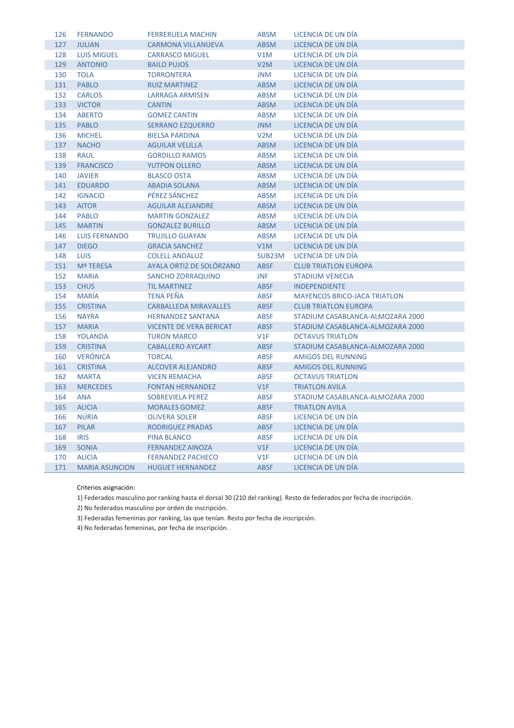| | | | | |
|---|---|---|---|---|
| 126 | FERNANDO | FERRERUELA MACHIN | ABSM | LICENCIA DE UN DÍA |
| 127 | JULIAN | CARMONA VILLANUEVA | ABSM | LICENCIA DE UN DÍA |
| 128 | LUIS MIGUEL | CARRASCO MIGUEL | V1M | LICENCIA DE UN DÍA |
| 129 | ANTONIO | BAILO PUJOS | V2M | LICENCIA DE UN DÍA |
| 130 | TOLA | TORRONTERA | JNM | LICENCIA DE UN DÍA |
| 131 | PABLO | RUIZ MARTINEZ | ABSM | LICENCIA DE UN DÍA |
| 132 | CARLOS | LARRAGA ARMISEN | ABSM | LICENCIA DE UN DÍA |
| 133 | VICTOR | CANTIN | ABSM | LICENCIA DE UN DÍA |
| 134 | ABERTO | GOMEZ CANTIN | ABSM | LICENCIA DE UN DÍA |
| 135 | PABLO | SERRANO EZQUERRO | JNM | LICENCIA DE UN DÍA |
| 136 | MICHEL | BIELSA PARDINA | V2M | LICENCIA DE UN DÍA |
| 137 | NACHO | AGUILAR VELILLA | ABSM | LICENCIA DE UN DÍA |
| 138 | RAUL | GORDILLO RAMOS | ABSM | LICENCIA DE UN DÍA |
| 139 | FRANCISCO | YUTPON OLLERO | ABSM | LICENCIA DE UN DÍA |
| 140 | JAVIER | BLASCO OSTA | ABSM | LICENCIA DE UN DÍA |
| 141 | EDUARDO | ABADIA SOLANA | ABSM | LICENCIA DE UN DÍA |
| 142 | IGNACIO | PÉREZ SÁNCHEZ | ABSM | LICENCIA DE UN DÍA |
| 143 | AITOR | AGUILAR ALEJANDRE | ABSM | LICENCIA DE UN DÍA |
| 144 | PABLO | MARTIN GONZALEZ | ABSM | LICENCIA DE UN DÍA |
| 145 | MARTIN | GONZALEZ BURILLO | ABSM | LICENCIA DE UN DÍA |
| 146 | LUIS FERNANDO | TRUJILLO GUAYAN | ABSM | LICENCIA DE UN DÍA |
| 147 | DIEGO | GRACIA SANCHEZ | V1M | LICENCIA DE UN DÍA |
| 148 | LUIS | COLELL ANDALUZ | SUB23M | LICENCIA DE UN DÍA |
| 151 | Mª TERESA | AYALA ORTIZ DE SOLÓRZANO | ABSF | CLUB TRIATLON EUROPA |
| 152 | MARIA | SANCHO ZORRAQUINO | JNF | STADIUM VENECIA |
| 153 | CHUS | TIL MARTINEZ | ABSF | INDEPENDIENTE |
| 154 | MARÍA | TENA PEÑA | ABSF | MAYENCOS BRICO-JACA TRIATLON |
| 155 | CRISTINA | CARBALLEDA MIRAVALLES | ABSF | CLUB TRIATLON EUROPA |
| 156 | NAYRA | HERNANDEZ SANTANA | ABSF | STADIUM CASABLANCA-ALMOZARA 2000 |
| 157 | MARIA | VICENTE DE VERA BERICAT | ABSF | STADIUM CASABLANCA-ALMOZARA 2000 |
| 158 | YOLANDA | TURON MARCO | V1F | OCTAVUS TRIATLON |
| 159 | CRISTINA | CABALLERO AYCART | ABSF | STADIUM CASABLANCA-ALMOZARA 2000 |
| 160 | VERÓNICA | TORCAL | ABSF | AMIGOS DEL RUNNING |
| 161 | CRISTINA | ALCOVER ALEJANDRO | ABSF | AMIGOS DEL RUNNING |
| 162 | MARTA | VICEN REMACHA | ABSF | OCTAVUS TRIATLON |
| 163 | MERCEDES | FONTAN HERNANDEZ | V1F | TRIATLON AVILA |
| 164 | ANA | SOBREVIELA PEREZ | ABSF | STADIUM CASABLANCA-ALMOZARA 2000 |
| 165 | ALICIA | MORALES GOMEZ | ABSF | TRIATLON AVILA |
| 166 | NÚRIA | OLIVERA SOLER | ABSF | LICENCIA DE UN DÍA |
| 167 | PILAR | RODRIGUEZ PRADAS | ABSF | LICENCIA DE UN DÍA |
| 168 | IRIS | PINA BLANCO | ABSF | LICENCIA DE UN DÍA |
| 169 | SONIA | FERNANDEZ AINOZA | V1F | LICENCIA DE UN DÍA |
| 170 | ALICIA | FERNANDEZ PACHECO | V1F | LICENCIA DE UN DÍA |
| 171 | MARIA ASUNCION | HUGUET HERNANDEZ | ABSF | LICENCIA DE UN DÍA |

Criterios asignación:

1) Federados masculino por ranking hasta el dorsal 30 (210 del ranking). Resto de federados por fecha de inscripción.

2) No federados masculino por orden de inscripción.

3) Federadas femeninas por ranking, las que tenían. Resto por fecha de inscripción.

4) No federadas femeninas, por fecha de inscripción.